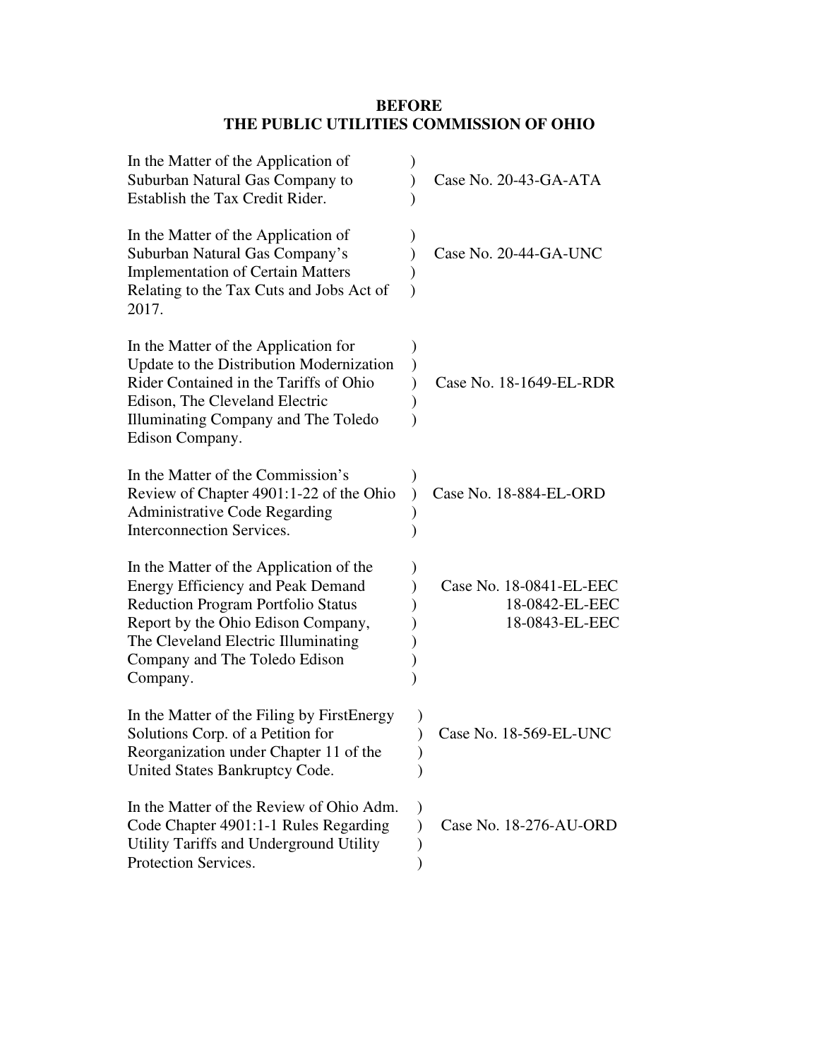**BEFORE**
**THE PUBLIC UTILITIES COMMISSION OF OHIO**

| | | |
|---|---|---|
| In the Matter of the Application of Suburban Natural Gas Company to Establish the Tax Credit Rider. | ) ) ) | Case No. 20-43-GA-ATA |
| In the Matter of the Application of Suburban Natural Gas Company's Implementation of Certain Matters Relating to the Tax Cuts and Jobs Act of 2017. | ) ) ) ) | Case No. 20-44-GA-UNC |
| In the Matter of the Application for Update to the Distribution Modernization Rider Contained in the Tariffs of Ohio Edison, The Cleveland Electric Illuminating Company and The Toledo Edison Company. | ) ) ) ) ) | Case No. 18-1649-EL-RDR |
| In the Matter of the Commission's Review of Chapter 4901:1-22 of the Ohio Administrative Code Regarding Interconnection Services. | ) ) ) ) | Case No. 18-884-EL-ORD |
| In the Matter of the Application of the Energy Efficiency and Peak Demand Reduction Program Portfolio Status Report by the Ohio Edison Company, The Cleveland Electric Illuminating Company and The Toledo Edison Company. | ) ) ) ) ) ) ) | Case No. 18-0841-EL-EEC<br>18-0842-EL-EEC<br>18-0843-EL-EEC |
| In the Matter of the Filing by FirstEnergy Solutions Corp. of a Petition for Reorganization under Chapter 11 of the United States Bankruptcy Code. | ) ) ) ) | Case No. 18-569-EL-UNC |
| In the Matter of the Review of Ohio Adm. Code Chapter 4901:1-1 Rules Regarding Utility Tariffs and Underground Utility Protection Services. | ) ) ) ) | Case No. 18-276-AU-ORD |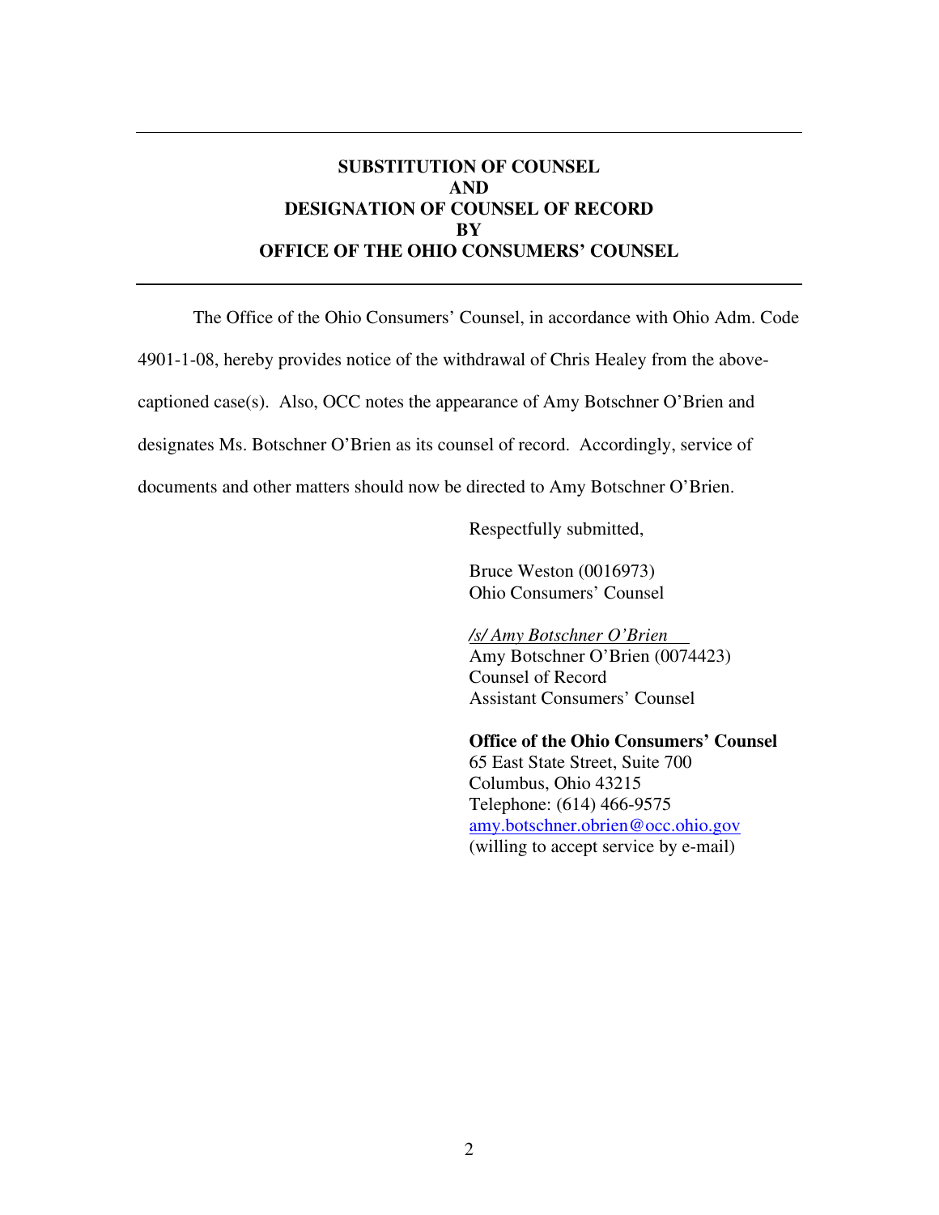---

## SUBSTITUTION OF COUNSEL AND DESIGNATION OF COUNSEL OF RECORD BY OFFICE OF THE OHIO CONSUMERS' COUNSEL

---

The Office of the Ohio Consumers' Counsel, in accordance with Ohio Adm. Code 4901-1-08, hereby provides notice of the withdrawal of Chris Healey from the above-captioned case(s). Also, OCC notes the appearance of Amy Botschner O'Brien and designates Ms. Botschner O'Brien as its counsel of record. Accordingly, service of documents and other matters should now be directed to Amy Botschner O'Brien.

Respectfully submitted,

Bruce Weston (0016973)
Ohio Consumers' Counsel

*/s/ Amy Botschner O'Brien*
Amy Botschner O'Brien (0074423)
Counsel of Record
Assistant Consumers' Counsel

**Office of the Ohio Consumers' Counsel**
65 East State Street, Suite 700
Columbus, Ohio 43215
Telephone: (614) 466-9575
amy.botschner.obrien@occ.ohio.gov
(willing to accept service by e-mail)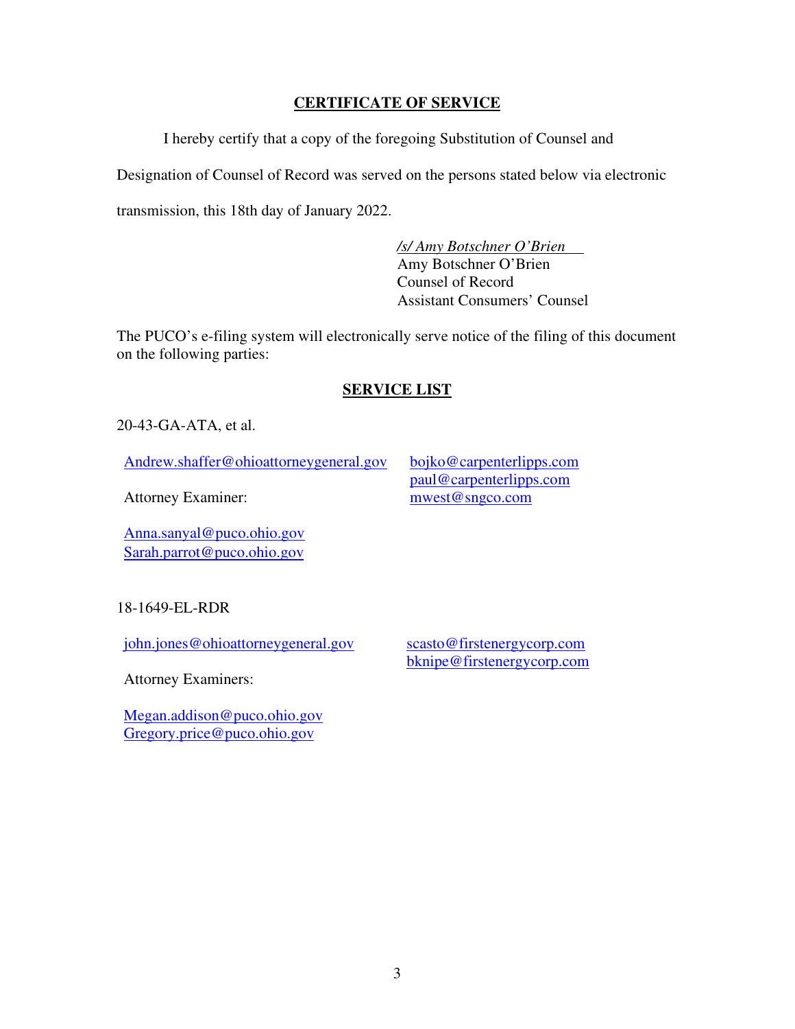**CERTIFICATE OF SERVICE**

I hereby certify that a copy of the foregoing Substitution of Counsel and Designation of Counsel of Record was served on the persons stated below via electronic transmission, this 18th day of January 2022.

*/s/ Amy Botschner O'Brien*
Amy Botschner O'Brien
Counsel of Record
Assistant Consumers' Counsel

The PUCO's e-filing system will electronically serve notice of the filing of this document on the following parties:

**SERVICE LIST**

20-43-GA-ATA, et al.

Andrew.shaffer@ohioattorneygeneral.gov

Attorney Examiner:

Anna.sanyal@puco.ohio.gov
Sarah.parrot@puco.ohio.gov

bojko@carpenterlipps.com
paul@carpenterlipps.com
mwest@sngco.com

18-1649-EL-RDR

john.jones@ohioattorneygeneral.gov

Attorney Examiners:

Megan.addison@puco.ohio.gov
Gregory.price@puco.ohio.gov

scasto@firstenergycorp.com
bknipe@firstenergycorp.com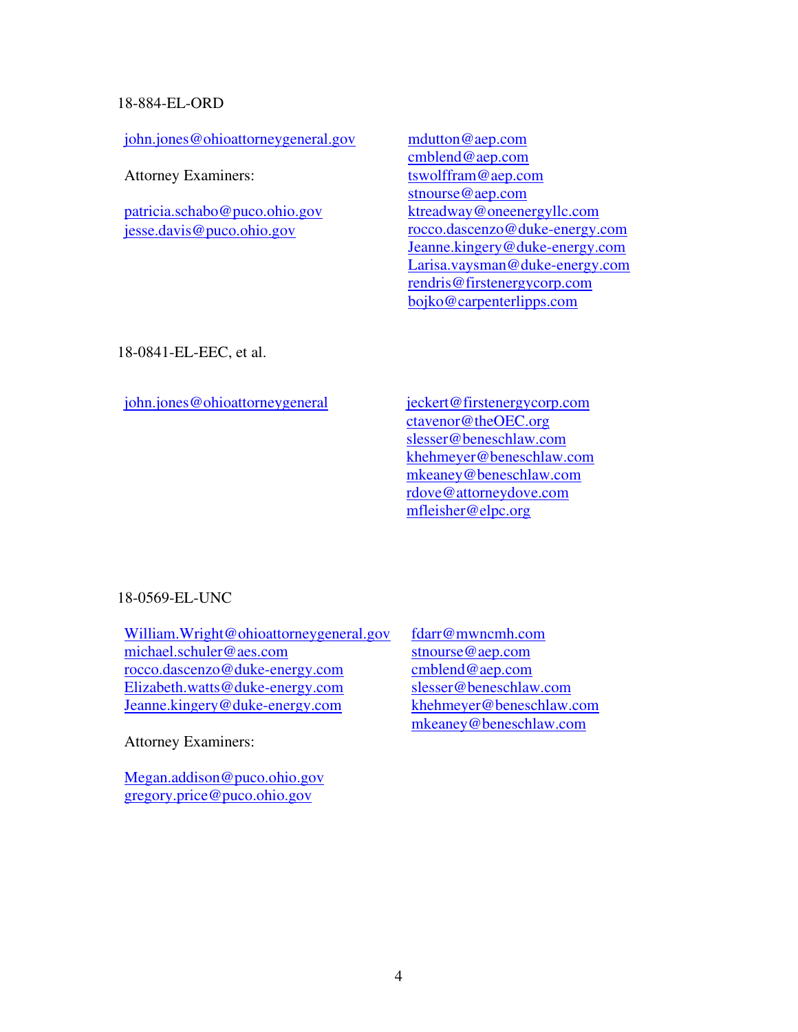18-884-EL-ORD

john.jones@ohioattorneygeneral.gov

Attorney Examiners:

patricia.schabo@puco.ohio.gov
jesse.davis@puco.ohio.gov

mdutton@aep.com
cmblend@aep.com
tswolffram@aep.com
stnourse@aep.com
ktreadway@oneenergyllc.com
rocco.dascenzo@duke-energy.com
Jeanne.kingery@duke-energy.com
Larisa.vaysman@duke-energy.com
rendris@firstenergycorp.com
bojko@carpenterlipps.com

18-0841-EL-EEC, et al.

john.jones@ohioattorneygeneral

jeckert@firstenergycorp.com
ctavenor@theOEC.org
slesser@beneschlaw.com
khehmeyer@beneschlaw.com
mkeaney@beneschlaw.com
rdove@attorneydove.com
mfleisher@elpc.org

18-0569-EL-UNC

William.Wright@ohioattorneygeneral.gov
michael.schuler@aes.com
rocco.dascenzo@duke-energy.com
Elizabeth.watts@duke-energy.com
Jeanne.kingery@duke-energy.com

Attorney Examiners:

Megan.addison@puco.ohio.gov
gregory.price@puco.ohio.gov

fdarr@mwncmh.com
stnourse@aep.com
cmblend@aep.com
slesser@beneschlaw.com
khehmeyer@beneschlaw.com
mkeaney@beneschlaw.com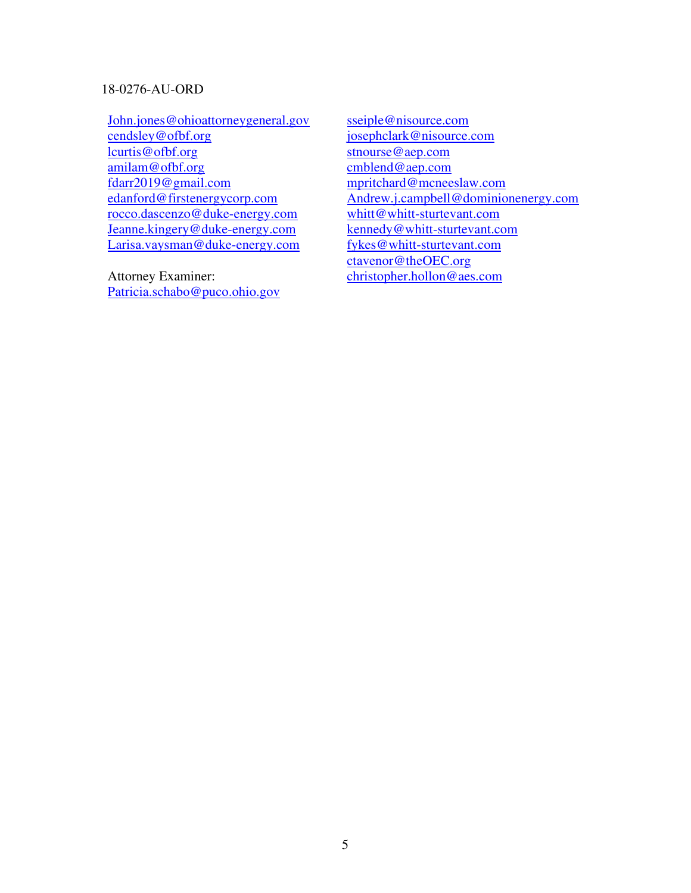18-0276-AU-ORD

John.jones@ohioattorneygeneral.gov
cendsley@ofbf.org
lcurtis@ofbf.org
amilam@ofbf.org
fdarr2019@gmail.com
edanford@firstenergycorp.com
rocco.dascenzo@duke-energy.com
Jeanne.kingery@duke-energy.com
Larisa.vaysman@duke-energy.com

Attorney Examiner:
Patricia.schabo@puco.ohio.gov

sseiple@nisource.com
josephclark@nisource.com
stnourse@aep.com
cmblend@aep.com
mpritchard@mcneeslaw.com
Andrew.j.campbell@dominionenergy.com
whitt@whitt-sturtevant.com
kennedy@whitt-sturtevant.com
fykes@whitt-sturtevant.com
ctavenor@theOEC.org
christopher.hollon@aes.com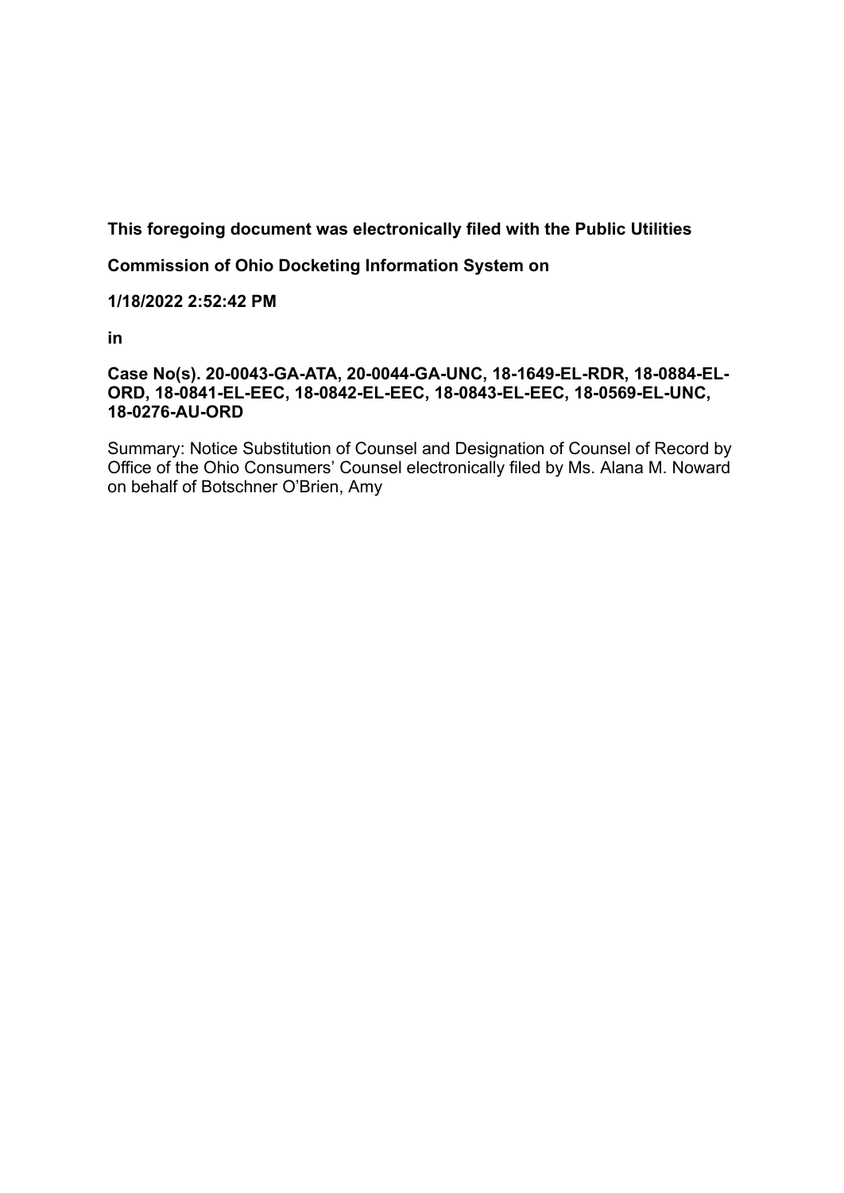**This foregoing document was electronically filed with the Public Utilities**

**Commission of Ohio Docketing Information System on**

**1/18/2022 2:52:42 PM**

**in**

**Case No(s). 20-0043-GA-ATA, 20-0044-GA-UNC, 18-1649-EL-RDR, 18-0884-EL-ORD, 18-0841-EL-EEC, 18-0842-EL-EEC, 18-0843-EL-EEC, 18-0569-EL-UNC, 18-0276-AU-ORD**

Summary: Notice Substitution of Counsel and Designation of Counsel of Record by Office of the Ohio Consumers' Counsel electronically filed by Ms. Alana M. Noward on behalf of Botschner O'Brien, Amy